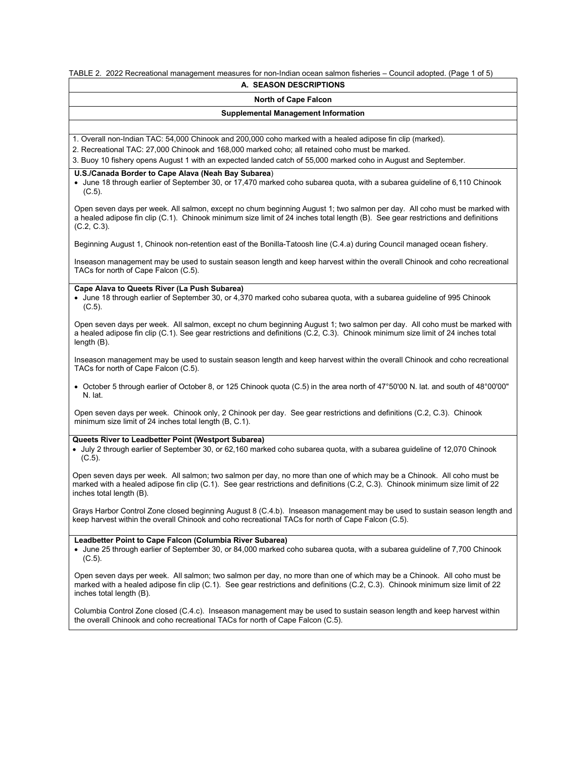TABLE 2. 2022 Recreational management measures for non-Indian ocean salmon fisheries – Council adopted. (Page 1 of 5)

## A. SEASON DESCRIPTIONS

### North of Cape Falcon

### Supplemental Management Information

1. Overall non-Indian TAC: 54,000 Chinook and 200,000 coho marked with a healed adipose fin clip (marked).
2. Recreational TAC: 27,000 Chinook and 168,000 marked coho; all retained coho must be marked.
3. Buoy 10 fishery opens August 1 with an expected landed catch of 55,000 marked coho in August and September.

**U.S./Canada Border to Cape Alava (Neah Bay Subarea)**

- June 18 through earlier of September 30, or 17,470 marked coho subarea quota, with a subarea guideline of 6,110 Chinook (C.5).

Open seven days per week. All salmon, except no chum beginning August 1; two salmon per day. All coho must be marked with a healed adipose fin clip (C.1). Chinook minimum size limit of 24 inches total length (B). See gear restrictions and definitions (C.2, C.3).

Beginning August 1, Chinook non-retention east of the Bonilla-Tatoosh line (C.4.a) during Council managed ocean fishery.

Inseason management may be used to sustain season length and keep harvest within the overall Chinook and coho recreational TACs for north of Cape Falcon (C.5).

**Cape Alava to Queets River (La Push Subarea)**

- June 18 through earlier of September 30, or 4,370 marked coho subarea quota, with a subarea guideline of 995 Chinook (C.5).

Open seven days per week. All salmon, except no chum beginning August 1; two salmon per day. All coho must be marked with a healed adipose fin clip (C.1). See gear restrictions and definitions (C.2, C.3). Chinook minimum size limit of 24 inches total length (B).

Inseason management may be used to sustain season length and keep harvest within the overall Chinook and coho recreational TACs for north of Cape Falcon (C.5).

- October 5 through earlier of October 8, or 125 Chinook quota (C.5) in the area north of 47°50'00 N. lat. and south of 48°00'00" N. lat.

Open seven days per week. Chinook only, 2 Chinook per day. See gear restrictions and definitions (C.2, C.3). Chinook minimum size limit of 24 inches total length (B, C.1).

**Queets River to Leadbetter Point (Westport Subarea)**

- July 2 through earlier of September 30, or 62,160 marked coho subarea quota, with a subarea guideline of 12,070 Chinook (C.5).

Open seven days per week. All salmon; two salmon per day, no more than one of which may be a Chinook. All coho must be marked with a healed adipose fin clip (C.1). See gear restrictions and definitions (C.2, C.3). Chinook minimum size limit of 22 inches total length (B).

Grays Harbor Control Zone closed beginning August 8 (C.4.b). Inseason management may be used to sustain season length and keep harvest within the overall Chinook and coho recreational TACs for north of Cape Falcon (C.5).

**Leadbetter Point to Cape Falcon (Columbia River Subarea)**

- June 25 through earlier of September 30, or 84,000 marked coho subarea quota, with a subarea guideline of 7,700 Chinook (C.5).

Open seven days per week. All salmon; two salmon per day, no more than one of which may be a Chinook. All coho must be marked with a healed adipose fin clip (C.1). See gear restrictions and definitions (C.2, C.3). Chinook minimum size limit of 22 inches total length (B).

Columbia Control Zone closed (C.4.c). Inseason management may be used to sustain season length and keep harvest within the overall Chinook and coho recreational TACs for north of Cape Falcon (C.5).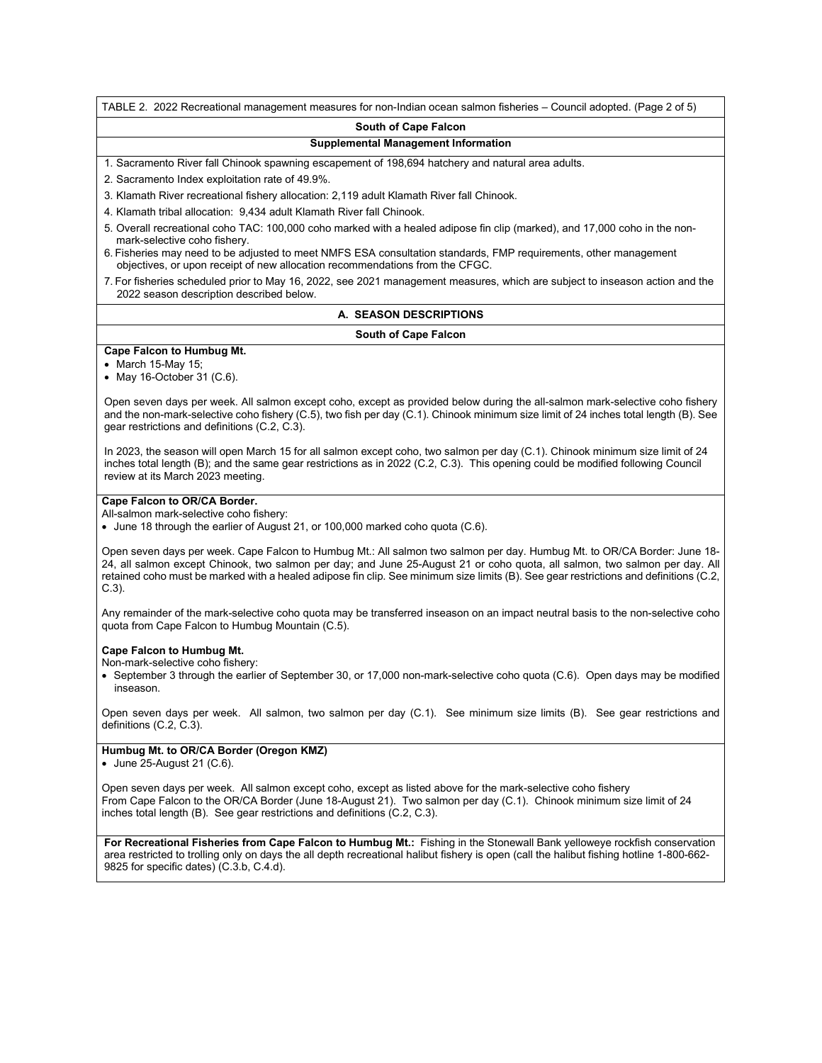TABLE 2. 2022 Recreational management measures for non-Indian ocean salmon fisheries – Council adopted. (Page 2 of 5)

**South of Cape Falcon**

**Supplemental Management Information**

1. Sacramento River fall Chinook spawning escapement of 198,694 hatchery and natural area adults.
2. Sacramento Index exploitation rate of 49.9%.
3. Klamath River recreational fishery allocation: 2,119 adult Klamath River fall Chinook.
4. Klamath tribal allocation: 9,434 adult Klamath River fall Chinook.
5. Overall recreational coho TAC: 100,000 coho marked with a healed adipose fin clip (marked), and 17,000 coho in the non-mark-selective coho fishery.
6. Fisheries may need to be adjusted to meet NMFS ESA consultation standards, FMP requirements, other management objectives, or upon receipt of new allocation recommendations from the CFGC.
7. For fisheries scheduled prior to May 16, 2022, see 2021 management measures, which are subject to inseason action and the 2022 season description described below.

**A. SEASON DESCRIPTIONS**

**South of Cape Falcon**

**Cape Falcon to Humbug Mt.**

- March 15-May 15;
- May 16-October 31 (C.6).

Open seven days per week. All salmon except coho, except as provided below during the all-salmon mark-selective coho fishery and the non-mark-selective coho fishery (C.5), two fish per day (C.1). Chinook minimum size limit of 24 inches total length (B). See gear restrictions and definitions (C.2, C.3).

In 2023, the season will open March 15 for all salmon except coho, two salmon per day (C.1). Chinook minimum size limit of 24 inches total length (B); and the same gear restrictions as in 2022 (C.2, C.3). This opening could be modified following Council review at its March 2023 meeting.

**Cape Falcon to OR/CA Border.**

All-salmon mark-selective coho fishery:

- June 18 through the earlier of August 21, or 100,000 marked coho quota (C.6).

Open seven days per week. Cape Falcon to Humbug Mt.: All salmon two salmon per day. Humbug Mt. to OR/CA Border: June 18-24, all salmon except Chinook, two salmon per day; and June 25-August 21 or coho quota, all salmon, two salmon per day. All retained coho must be marked with a healed adipose fin clip. See minimum size limits (B). See gear restrictions and definitions (C.2, C.3).

Any remainder of the mark-selective coho quota may be transferred inseason on an impact neutral basis to the non-selective coho quota from Cape Falcon to Humbug Mountain (C.5).

**Cape Falcon to Humbug Mt.**

Non-mark-selective coho fishery:

- September 3 through the earlier of September 30, or 17,000 non-mark-selective coho quota (C.6). Open days may be modified inseason.

Open seven days per week. All salmon, two salmon per day (C.1). See minimum size limits (B). See gear restrictions and definitions (C.2, C.3).

**Humbug Mt. to OR/CA Border (Oregon KMZ)**

- June 25-August 21 (C.6).

Open seven days per week. All salmon except coho, except as listed above for the mark-selective coho fishery From Cape Falcon to the OR/CA Border (June 18-August 21). Two salmon per day (C.1). Chinook minimum size limit of 24 inches total length (B). See gear restrictions and definitions (C.2, C.3).

**For Recreational Fisheries from Cape Falcon to Humbug Mt.:** Fishing in the Stonewall Bank yelloweye rockfish conservation area restricted to trolling only on days the all depth recreational halibut fishery is open (call the halibut fishing hotline 1-800-662-9825 for specific dates) (C.3.b, C.4.d).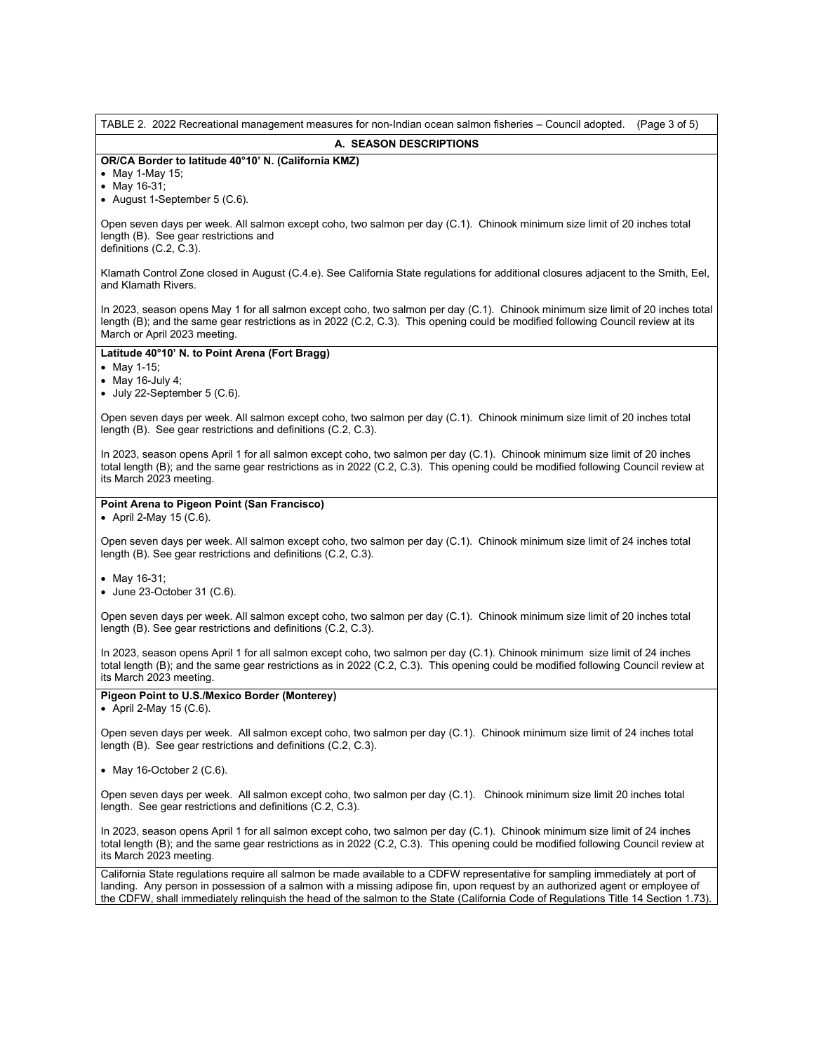TABLE 2. 2022 Recreational management measures for non-Indian ocean salmon fisheries – Council adopted. (Page 3 of 5)

## A. SEASON DESCRIPTIONS

**OR/CA Border to latitude 40°10' N. (California KMZ)**

- May 1-May 15;
- May 16-31;
- August 1-September 5 (C.6).

Open seven days per week. All salmon except coho, two salmon per day (C.1). Chinook minimum size limit of 20 inches total length (B). See gear restrictions and definitions (C.2, C.3).

Klamath Control Zone closed in August (C.4.e). See California State regulations for additional closures adjacent to the Smith, Eel, and Klamath Rivers.

In 2023, season opens May 1 for all salmon except coho, two salmon per day (C.1). Chinook minimum size limit of 20 inches total length (B); and the same gear restrictions as in 2022 (C.2, C.3). This opening could be modified following Council review at its March or April 2023 meeting.

**Latitude 40°10' N. to Point Arena (Fort Bragg)**

- May 1-15;
- May 16-July 4;
- July 22-September 5 (C.6).

Open seven days per week. All salmon except coho, two salmon per day (C.1). Chinook minimum size limit of 20 inches total length (B). See gear restrictions and definitions (C.2, C.3).

In 2023, season opens April 1 for all salmon except coho, two salmon per day (C.1). Chinook minimum size limit of 20 inches total length (B); and the same gear restrictions as in 2022 (C.2, C.3). This opening could be modified following Council review at its March 2023 meeting.

**Point Arena to Pigeon Point (San Francisco)**

- April 2-May 15 (C.6).

Open seven days per week. All salmon except coho, two salmon per day (C.1). Chinook minimum size limit of 24 inches total length (B). See gear restrictions and definitions (C.2, C.3).

- May 16-31;
- June 23-October 31 (C.6).

Open seven days per week. All salmon except coho, two salmon per day (C.1). Chinook minimum size limit of 20 inches total length (B). See gear restrictions and definitions (C.2, C.3).

In 2023, season opens April 1 for all salmon except coho, two salmon per day (C.1). Chinook minimum size limit of 24 inches total length (B); and the same gear restrictions as in 2022 (C.2, C.3). This opening could be modified following Council review at its March 2023 meeting.

**Pigeon Point to U.S./Mexico Border (Monterey)**

- April 2-May 15 (C.6).

Open seven days per week. All salmon except coho, two salmon per day (C.1). Chinook minimum size limit of 24 inches total length (B). See gear restrictions and definitions (C.2, C.3).

- May 16-October 2 (C.6).

Open seven days per week. All salmon except coho, two salmon per day (C.1). Chinook minimum size limit 20 inches total length. See gear restrictions and definitions (C.2, C.3).

In 2023, season opens April 1 for all salmon except coho, two salmon per day (C.1). Chinook minimum size limit of 24 inches total length (B); and the same gear restrictions as in 2022 (C.2, C.3). This opening could be modified following Council review at its March 2023 meeting.

California State regulations require all salmon be made available to a CDFW representative for sampling immediately at port of landing. Any person in possession of a salmon with a missing adipose fin, upon request by an authorized agent or employee of the CDFW, shall immediately relinquish the head of the salmon to the State (California Code of Regulations Title 14 Section 1.73).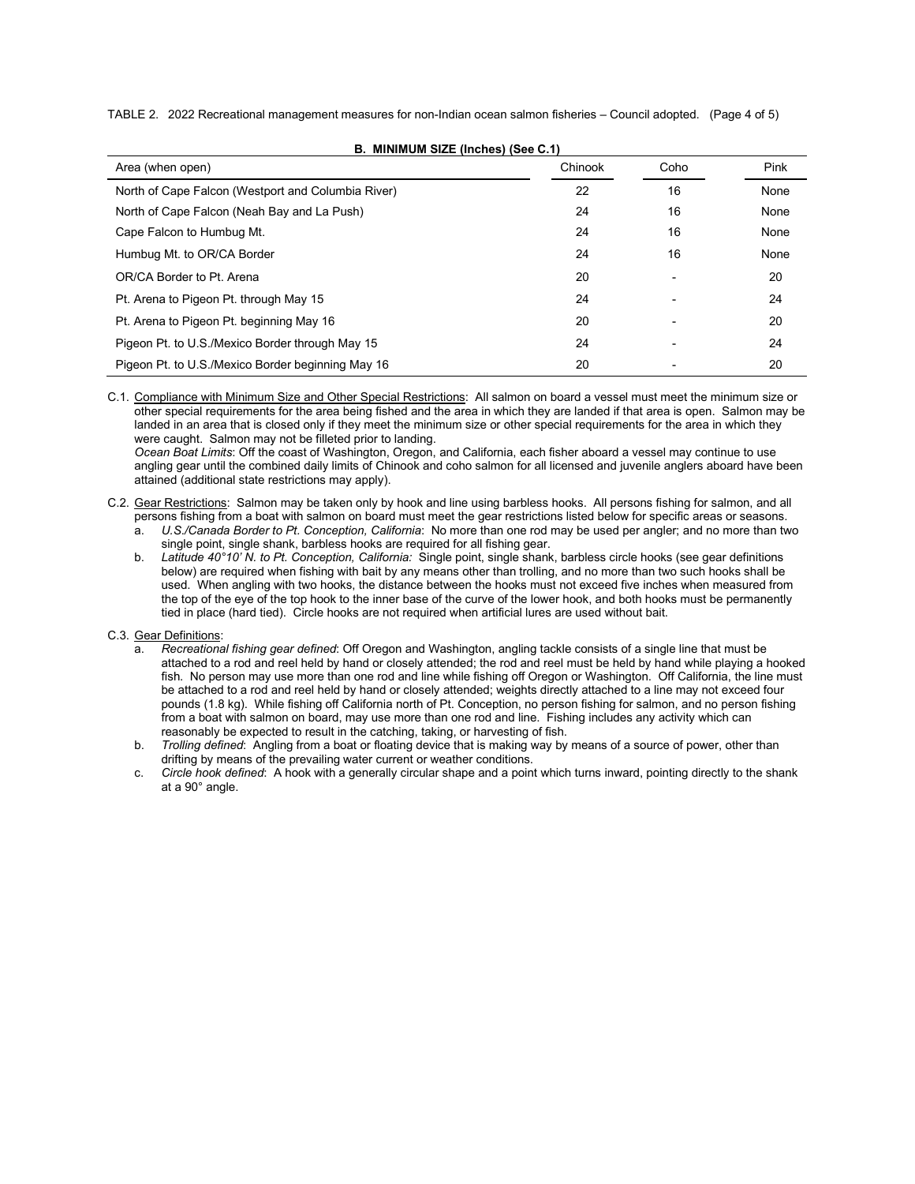TABLE 2. 2022 Recreational management measures for non-Indian ocean salmon fisheries – Council adopted. (Page 4 of 5)

**B. MINIMUM SIZE (Inches) (See C.1)**

| Area (when open) | Chinook | Coho | Pink |
|---|---|---|---|
| North of Cape Falcon (Westport and Columbia River) | 22 | 16 | None |
| North of Cape Falcon (Neah Bay and La Push) | 24 | 16 | None |
| Cape Falcon to Humbug Mt. | 24 | 16 | None |
| Humbug Mt. to OR/CA Border | 24 | 16 | None |
| OR/CA Border to Pt. Arena | 20 | - | 20 |
| Pt. Arena to Pigeon Pt. through May 15 | 24 | - | 24 |
| Pt. Arena to Pigeon Pt. beginning May 16 | 20 | - | 20 |
| Pigeon Pt. to U.S./Mexico Border through May 15 | 24 | - | 24 |
| Pigeon Pt. to U.S./Mexico Border beginning May 16 | 20 | - | 20 |

C.1. Compliance with Minimum Size and Other Special Restrictions: All salmon on board a vessel must meet the minimum size or other special requirements for the area being fished and the area in which they are landed if that area is open. Salmon may be landed in an area that is closed only if they meet the minimum size or other special requirements for the area in which they were caught. Salmon may not be filleted prior to landing.

*Ocean Boat Limits*: Off the coast of Washington, Oregon, and California, each fisher aboard a vessel may continue to use angling gear until the combined daily limits of Chinook and coho salmon for all licensed and juvenile anglers aboard have been attained (additional state restrictions may apply).

C.2. Gear Restrictions: Salmon may be taken only by hook and line using barbless hooks. All persons fishing for salmon, and all persons fishing from a boat with salmon on board must meet the gear restrictions listed below for specific areas or seasons.

a. *U.S./Canada Border to Pt. Conception, California*: No more than one rod may be used per angler; and no more than two single point, single shank, barbless hooks are required for all fishing gear.

b. *Latitude 40°10' N. to Pt. Conception, California:* Single point, single shank, barbless circle hooks (see gear definitions below) are required when fishing with bait by any means other than trolling, and no more than two such hooks shall be used. When angling with two hooks, the distance between the hooks must not exceed five inches when measured from the top of the eye of the top hook to the inner base of the curve of the lower hook, and both hooks must be permanently tied in place (hard tied). Circle hooks are not required when artificial lures are used without bait.

C.3. Gear Definitions:

a. *Recreational fishing gear defined*: Off Oregon and Washington, angling tackle consists of a single line that must be attached to a rod and reel held by hand or closely attended; the rod and reel must be held by hand while playing a hooked fish. No person may use more than one rod and line while fishing off Oregon or Washington. Off California, the line must be attached to a rod and reel held by hand or closely attended; weights directly attached to a line may not exceed four pounds (1.8 kg). While fishing off California north of Pt. Conception, no person fishing for salmon, and no person fishing from a boat with salmon on board, may use more than one rod and line. Fishing includes any activity which can reasonably be expected to result in the catching, taking, or harvesting of fish.

b. *Trolling defined*: Angling from a boat or floating device that is making way by means of a source of power, other than drifting by means of the prevailing water current or weather conditions.

c. *Circle hook defined*: A hook with a generally circular shape and a point which turns inward, pointing directly to the shank at a 90° angle.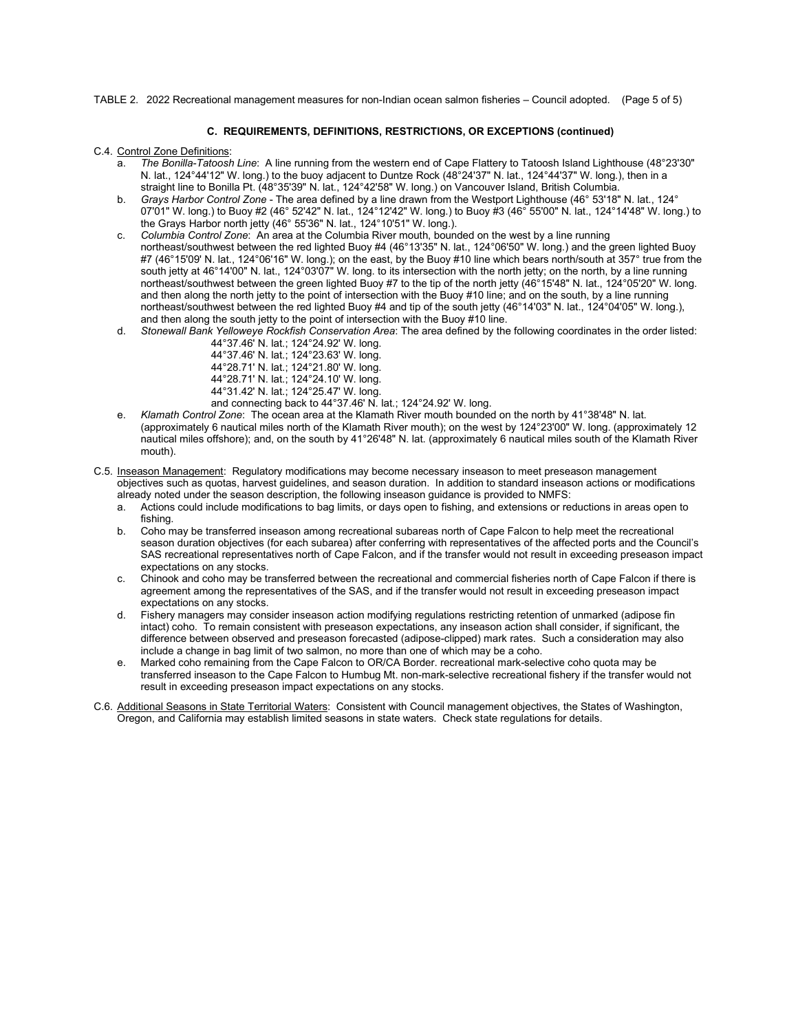TABLE 2. 2022 Recreational management measures for non-Indian ocean salmon fisheries – Council adopted. (Page 5 of 5)

**C. REQUIREMENTS, DEFINITIONS, RESTRICTIONS, OR EXCEPTIONS (continued)**

C.4. Control Zone Definitions:

a. *The Bonilla-Tatoosh Line*: A line running from the western end of Cape Flattery to Tatoosh Island Lighthouse (48°23'30" N. lat., 124°44'12" W. long.) to the buoy adjacent to Duntze Rock (48°24'37" N. lat., 124°44'37" W. long.), then in a straight line to Bonilla Pt. (48°35'39" N. lat., 124°42'58" W. long.) on Vancouver Island, British Columbia.

b. *Grays Harbor Control Zone* - The area defined by a line drawn from the Westport Lighthouse (46° 53'18" N. lat., 124° 07'01" W. long.) to Buoy #2 (46° 52'42" N. lat., 124°12'42" W. long.) to Buoy #3 (46° 55'00" N. lat., 124°14'48" W. long.) to the Grays Harbor north jetty (46° 55'36" N. lat., 124°10'51" W. long.).

c. *Columbia Control Zone*: An area at the Columbia River mouth, bounded on the west by a line running northeast/southwest between the red lighted Buoy #4 (46°13'35" N. lat., 124°06'50" W. long.) and the green lighted Buoy #7 (46°15'09' N. lat., 124°06'16" W. long.); on the east, by the Buoy #10 line which bears north/south at 357° true from the south jetty at 46°14'00" N. lat., 124°03'07" W. long. to its intersection with the north jetty; on the north, by a line running northeast/southwest between the green lighted Buoy #7 to the tip of the north jetty (46°15'48" N. lat., 124°05'20" W. long. and then along the north jetty to the point of intersection with the Buoy #10 line; and on the south, by a line running northeast/southwest between the red lighted Buoy #4 and tip of the south jetty (46°14'03" N. lat., 124°04'05" W. long.), and then along the south jetty to the point of intersection with the Buoy #10 line.

d. *Stonewall Bank Yelloweye Rockfish Conservation Area*: The area defined by the following coordinates in the order listed:

    44°37.46' N. lat.; 124°24.92' W. long.
    44°37.46' N. lat.; 124°23.63' W. long.
    44°28.71' N. lat.; 124°21.80' W. long.
    44°28.71' N. lat.; 124°24.10' W. long.
    44°31.42' N. lat.; 124°25.47' W. long.
    and connecting back to 44°37.46' N. lat.; 124°24.92' W. long.

e. *Klamath Control Zone*: The ocean area at the Klamath River mouth bounded on the north by 41°38'48" N. lat. (approximately 6 nautical miles north of the Klamath River mouth); on the west by 124°23'00" W. long. (approximately 12 nautical miles offshore); and, on the south by 41°26'48" N. lat. (approximately 6 nautical miles south of the Klamath River mouth).

C.5. Inseason Management: Regulatory modifications may become necessary inseason to meet preseason management objectives such as quotas, harvest guidelines, and season duration. In addition to standard inseason actions or modifications already noted under the season description, the following inseason guidance is provided to NMFS:

a. Actions could include modifications to bag limits, or days open to fishing, and extensions or reductions in areas open to fishing.

b. Coho may be transferred inseason among recreational subareas north of Cape Falcon to help meet the recreational season duration objectives (for each subarea) after conferring with representatives of the affected ports and the Council's SAS recreational representatives north of Cape Falcon, and if the transfer would not result in exceeding preseason impact expectations on any stocks.

c. Chinook and coho may be transferred between the recreational and commercial fisheries north of Cape Falcon if there is agreement among the representatives of the SAS, and if the transfer would not result in exceeding preseason impact expectations on any stocks.

d. Fishery managers may consider inseason action modifying regulations restricting retention of unmarked (adipose fin intact) coho. To remain consistent with preseason expectations, any inseason action shall consider, if significant, the difference between observed and preseason forecasted (adipose-clipped) mark rates. Such a consideration may also include a change in bag limit of two salmon, no more than one of which may be a coho.

e. Marked coho remaining from the Cape Falcon to OR/CA Border. recreational mark-selective coho quota may be transferred inseason to the Cape Falcon to Humbug Mt. non-mark-selective recreational fishery if the transfer would not result in exceeding preseason impact expectations on any stocks.

C.6. Additional Seasons in State Territorial Waters: Consistent with Council management objectives, the States of Washington, Oregon, and California may establish limited seasons in state waters. Check state regulations for details.